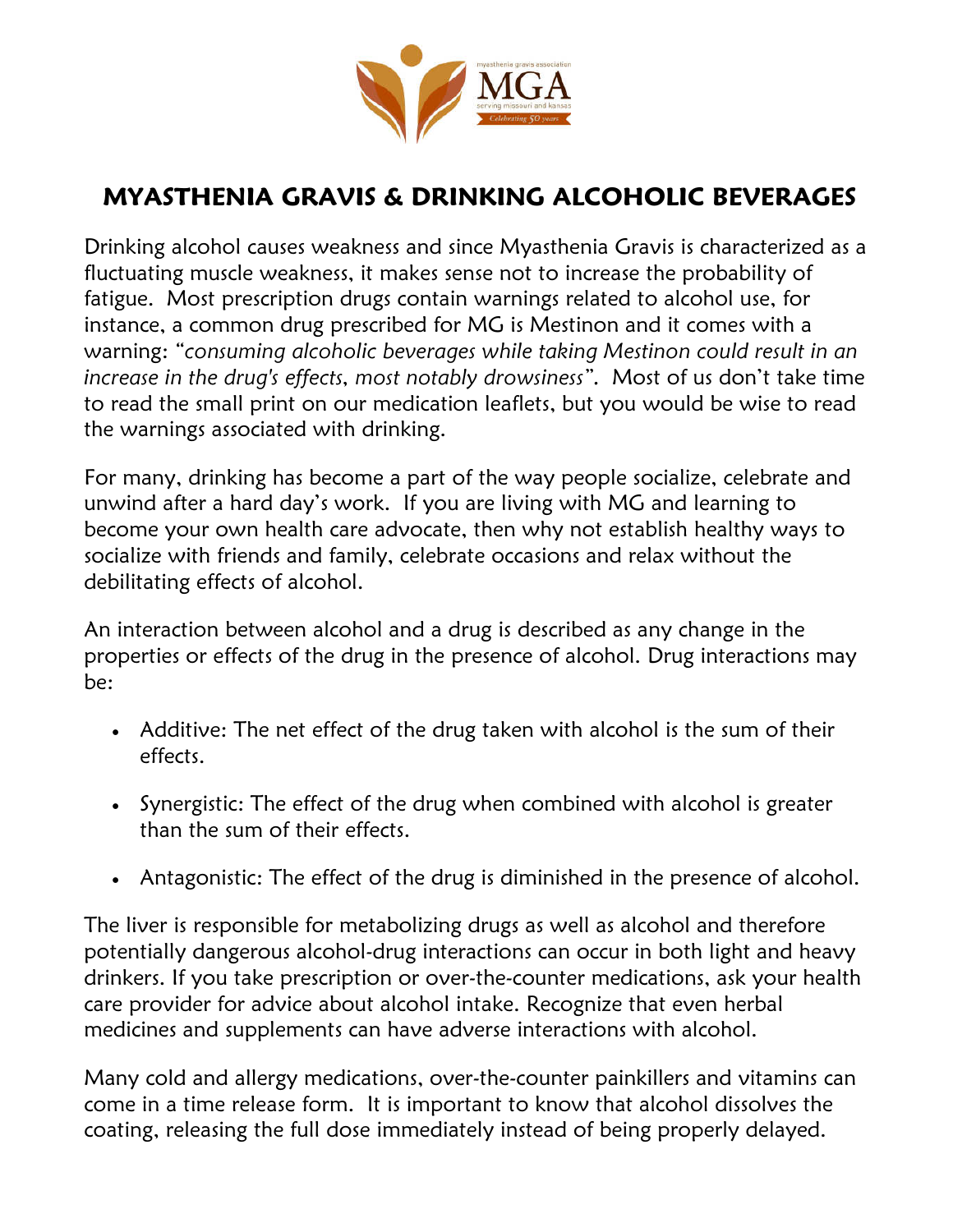myasthenia gravis association

MGA

serving missouri and kansas

Celebrating 50 years

# MYASTHENIA GRAVIS & DRINKING ALCOHOLIC BEVERAGES

Drinking alcohol causes weakness and since Myasthenia Gravis is characterized as a fluctuating muscle weakness, it makes sense not to increase the probability of fatigue. Most prescription drugs contain warnings related to alcohol use, for instance, a common drug prescribed for MG is Mestinon and it comes with a warning: "*consuming alcoholic beverages while taking Mestinon could result in an increase in the drug's effects, most notably drowsiness*". Most of us don't take time to read the small print on our medication leaflets, but you would be wise to read the warnings associated with drinking.

For many, drinking has become a part of the way people socialize, celebrate and unwind after a hard day's work. If you are living with MG and learning to become your own health care advocate, then why not establish healthy ways to socialize with friends and family, celebrate occasions and relax without the debilitating effects of alcohol.

An interaction between alcohol and a drug is described as any change in the properties or effects of the drug in the presence of alcohol. Drug interactions may be:

- Additive: The net effect of the drug taken with alcohol is the sum of their effects.
- Synergistic: The effect of the drug when combined with alcohol is greater than the sum of their effects.
- Antagonistic: The effect of the drug is diminished in the presence of alcohol.

The liver is responsible for metabolizing drugs as well as alcohol and therefore potentially dangerous alcohol-drug interactions can occur in both light and heavy drinkers. If you take prescription or over-the-counter medications, ask your health care provider for advice about alcohol intake. Recognize that even herbal medicines and supplements can have adverse interactions with alcohol.

Many cold and allergy medications, over-the-counter painkillers and vitamins can come in a time release form. It is important to know that alcohol dissolves the coating, releasing the full dose immediately instead of being properly delayed.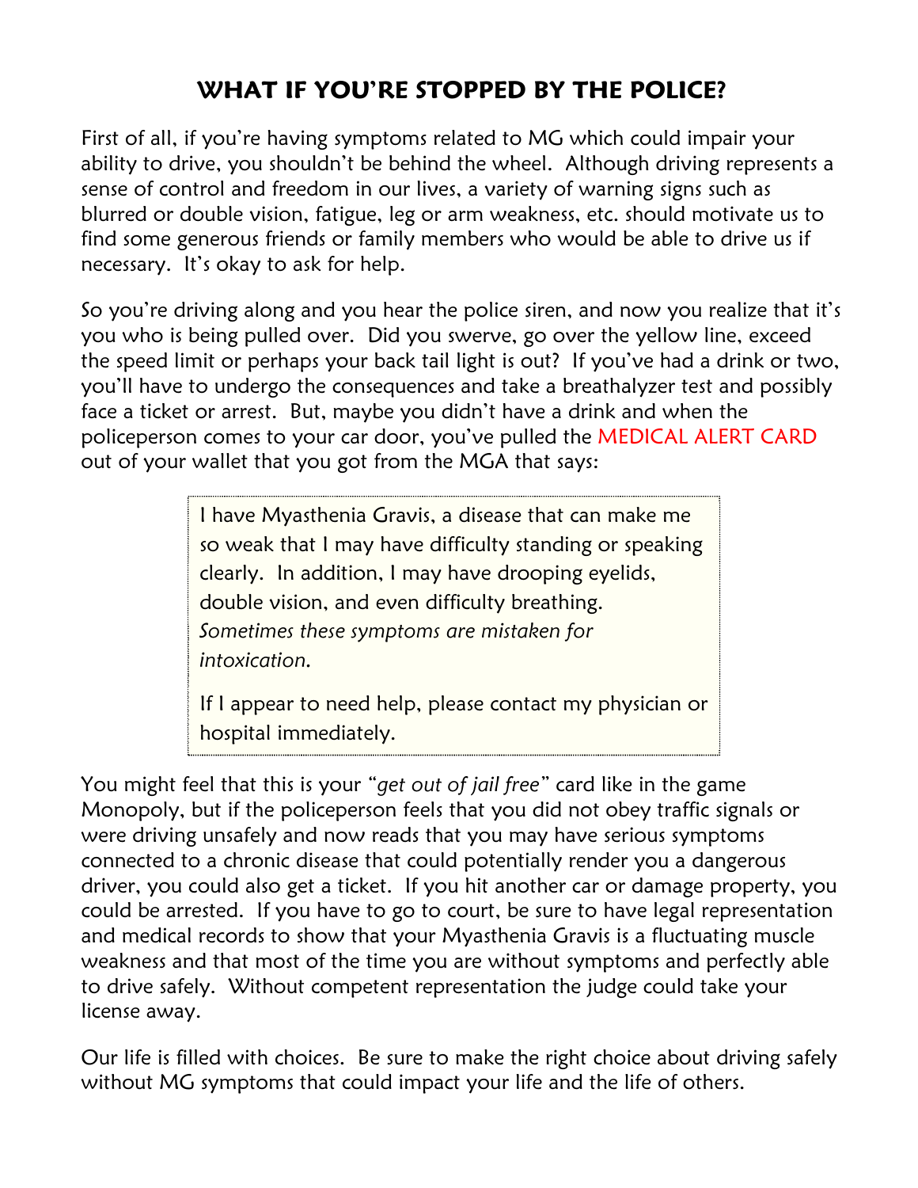## WHAT IF YOU'RE STOPPED BY THE POLICE?

First of all, if you're having symptoms related to MG which could impair your ability to drive, you shouldn't be behind the wheel. Although driving represents a sense of control and freedom in our lives, a variety of warning signs such as blurred or double vision, fatigue, leg or arm weakness, etc. should motivate us to find some generous friends or family members who would be able to drive us if necessary. It's okay to ask for help.

So you're driving along and you hear the police siren, and now you realize that it's you who is being pulled over. Did you swerve, go over the yellow line, exceed the speed limit or perhaps your back tail light is out? If you've had a drink or two, you'll have to undergo the consequences and take a breathalyzer test and possibly face a ticket or arrest. But, maybe you didn't have a drink and when the policeperson comes to your car door, you've pulled the MEDICAL ALERT CARD out of your wallet that you got from the MGA that says:

> I have Myasthenia Gravis, a disease that can make me so weak that I may have difficulty standing or speaking clearly. In addition, I may have drooping eyelids, double vision, and even difficulty breathing. *Sometimes these symptoms are mistaken for intoxication.*
>
> If I appear to need help, please contact my physician or hospital immediately.

You might feel that this is your "*get out of jail free*" card like in the game Monopoly, but if the policeperson feels that you did not obey traffic signals or were driving unsafely and now reads that you may have serious symptoms connected to a chronic disease that could potentially render you a dangerous driver, you could also get a ticket. If you hit another car or damage property, you could be arrested. If you have to go to court, be sure to have legal representation and medical records to show that your Myasthenia Gravis is a fluctuating muscle weakness and that most of the time you are without symptoms and perfectly able to drive safely. Without competent representation the judge could take your license away.

Our life is filled with choices. Be sure to make the right choice about driving safely without MG symptoms that could impact your life and the life of others.